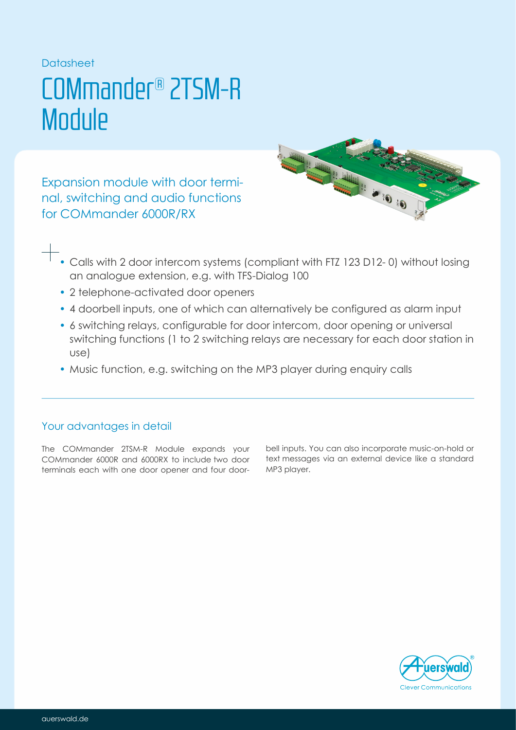Datasheet

# COMmander® 2TSM-R Module

## Expansion module with door terminal, switching and audio functions for COMmander 6000R/RX

- Calls with 2 door intercom systems (compliant with FTZ 123 D12- 0) without losing an analogue extension, e.g. with TFS-Dialog 100
- 2 telephone-activated door openers
- 4 doorbell inputs, one of which can alternatively be configured as alarm input
- 6 switching relays, configurable for door intercom, door opening or universal switching functions (1 to 2 switching relays are necessary for each door station in use)
- Music function, e.g. switching on the MP3 player during enquiry calls

---

### Your advantages in detail

The COMmander 2TSM-R Module expands your COMmander 6000R and 6000RX to include two door terminals each with one door opener and four doorbell inputs. You can also incorporate music-on-hold or text messages via an external device like a standard MP3 player.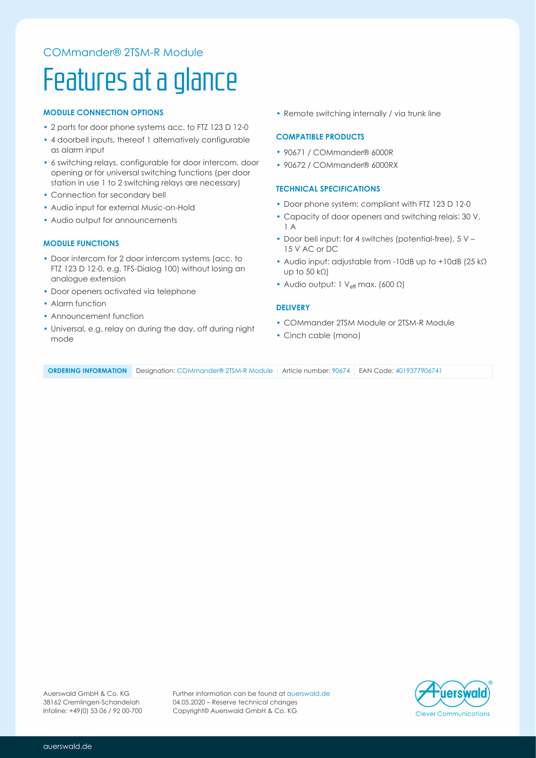COMmander® 2TSM-R Module

# Features at a glance

### MODULE CONNECTION OPTIONS

- 2 ports for door phone systems acc. to FTZ 123 D 12-0
- 4 doorbell inputs, thereof 1 alternatively configurable as alarm input
- 6 switching relays, configurable for door intercom, door opening or for universal switching functions (per door station in use 1 to 2 switching relays are necessary)
- Connection for secondary bell
- Audio input for external Music-on-Hold
- Audio output for announcements

### MODULE FUNCTIONS

- Door intercom for 2 door intercom systems (acc. to FTZ 123 D 12-0, e.g. TFS-Dialog 100) without losing an analogue extension
- Door openers activated via telephone
- Alarm function
- Announcement function
- Universal, e.g. relay on during the day, off during night mode
- Remote switching internally / via trunk line

### COMPATIBLE PRODUCTS

- 90671 / COMmander® 6000R
- 90672 / COMmander® 6000RX

### TECHNICAL SPECIFICATIONS

- Door phone system: compliant with FTZ 123 D 12-0
- Capacity of door openers and switching relais: 30 V, 1 A
- Door bell input: for 4 switches (potential-free), 5 V – 15 V AC or DC
- Audio input: adjustable from -10dB up to +10dB (25 kΩ up to 50 kΩ)
- Audio output: 1 $V_{eff}$ max. (600 Ω)

### DELIVERY

- COMmander 2TSM Module or 2TSM-R Module
- Cinch cable (mono)

| ORDERING INFORMATION | Designation: COMmander® 2TSM-R Module | Article number: 90674 | EAN Code: 4019377906741 |
|---|---|---|---|

Auerswald GmbH & Co. KG
38162 Cremlingen-Schandelah
Infoline: +49(0) 53 06 / 92 00-700

Further information can be found at auerswald.de
04.05.2020 – Reserve technical changes
Copyright© Auerswald GmbH & Co. KG